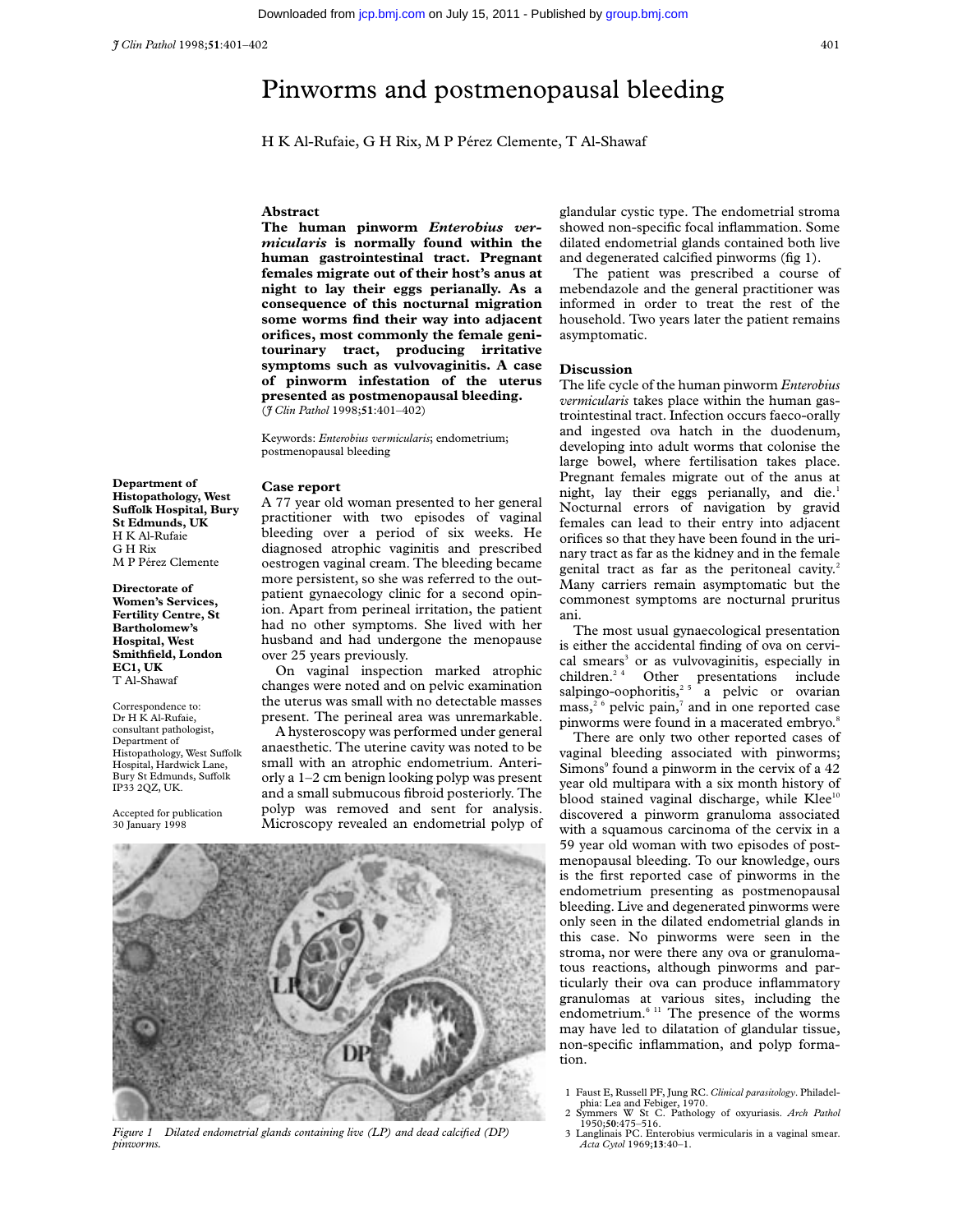# Pinworms and postmenopausal bleeding

H K Al-Rufaie, G H Rix, M P Pérez Clemente, T Al-Shawaf

## Abstract

**The human pinworm *Enterobius vermicularis* is normally found within the human gastrointestinal tract. Pregnant females migrate out of their host's anus at night to lay their eggs perianally. As a consequence of this nocturnal migration some worms find their way into adjacent orifices, most commonly the female genitourinary tract, producing irritative symptoms such as vulvovaginitis. A case of pinworm infestation of the uterus presented as postmenopausal bleeding.**
(*J Clin Pathol* 1998;**51**:401–402)

Keywords: *Enterobius vermicularis*; endometrium; postmenopausal bleeding

**Department of Histopathology, West Suffolk Hospital, Bury St Edmunds, UK**
H K Al-Rufaie
G H Rix
M P Pérez Clemente

**Directorate of Women's Services, Fertility Centre, St Bartholomew's Hospital, West Smithfield, London EC1, UK**
T Al-Shawaf

Correspondence to: Dr H K Al-Rufaie, consultant pathologist, Department of Histopathology, West Suffolk Hospital, Hardwick Lane, Bury St Edmunds, Suffolk IP33 2QZ, UK.

Accepted for publication 30 January 1998

## Case report

A 77 year old woman presented to her general practitioner with two episodes of vaginal bleeding over a period of six weeks. He diagnosed atrophic vaginitis and prescribed oestrogen vaginal cream. The bleeding became more persistent, so she was referred to the outpatient gynaecology clinic for a second opinion. Apart from perineal irritation, the patient had no other symptoms. She lived with her husband and had undergone the menopause over 25 years previously.

On vaginal inspection marked atrophic changes were noted and on pelvic examination the uterus was small with no detectable masses present. The perineal area was unremarkable.

A hysteroscopy was performed under general anaesthetic. The uterine cavity was noted to be small with an atrophic endometrium. Anteriorly a 1–2 cm benign looking polyp was present and a small submucous fibroid posteriorly. The polyp was removed and sent for analysis. Microscopy revealed an endometrial polyp of glandular cystic type. The endometrial stroma showed non-specific focal inflammation. Some dilated endometrial glands contained both live and degenerated calcified pinworms (fig 1).

The patient was prescribed a course of mebendazole and the general practitioner was informed in order to treat the rest of the household. Two years later the patient remains asymptomatic.

Figure 1 Dilated endometrial glands containing live (LP) and dead calcified (DP) pinworms.

## Discussion

The life cycle of the human pinworm *Enterobius vermicularis* takes place within the human gastrointestinal tract. Infection occurs faeco-orally and ingested ova hatch in the duodenum, developing into adult worms that colonise the large bowel, where fertilisation takes place. Pregnant females migrate out of the anus at night, lay their eggs perianally, and die.[1] Nocturnal errors of navigation by gravid females can lead to their entry into adjacent orifices so that they have been found in the urinary tract as far as the kidney and in the female genital tract as far as the peritoneal cavity.[2] Many carriers remain asymptomatic but the commonest symptoms are nocturnal pruritus ani.

The most usual gynaecological presentation is either the accidental finding of ova on cervical smears[3] or as vulvovaginitis, especially in children.[2,4] Other presentations include salpingo-oophoritis,[2,5] a pelvic or ovarian mass,[2,6] pelvic pain,[7] and in one reported case pinworms were found in a macerated embryo.[8]

There are only two other reported cases of vaginal bleeding associated with pinworms; Simons[9] found a pinworm in the cervix of a 42 year old multipara with a six month history of blood stained vaginal discharge, while Klee[10] discovered a pinworm granuloma associated with a squamous carcinoma of the cervix in a 59 year old woman with two episodes of postmenopausal bleeding. To our knowledge, ours is the first reported case of pinworms in the endometrium presenting as postmenopausal bleeding. Live and degenerated pinworms were only seen in the dilated endometrial glands in this case. No pinworms were seen in the stroma, nor were there any ova or granulomatous reactions, although pinworms and particularly their ova can produce inflammatory granulomas at various sites, including the endometrium.[6,11] The presence of the worms may have led to dilatation of glandular tissue, non-specific inflammation, and polyp formation.

1 Faust E, Russell PF, Jung RC. *Clinical parasitology*. Philadelphia: Lea and Febiger, 1970.
2 Symmers W St C. Pathology of oxyuriasis. *Arch Pathol* 1950;**50**:475–516.
3 Langlinais PC. Enterobius vermicularis in a vaginal smear. *Acta Cytol* 1969;**13**:40–1.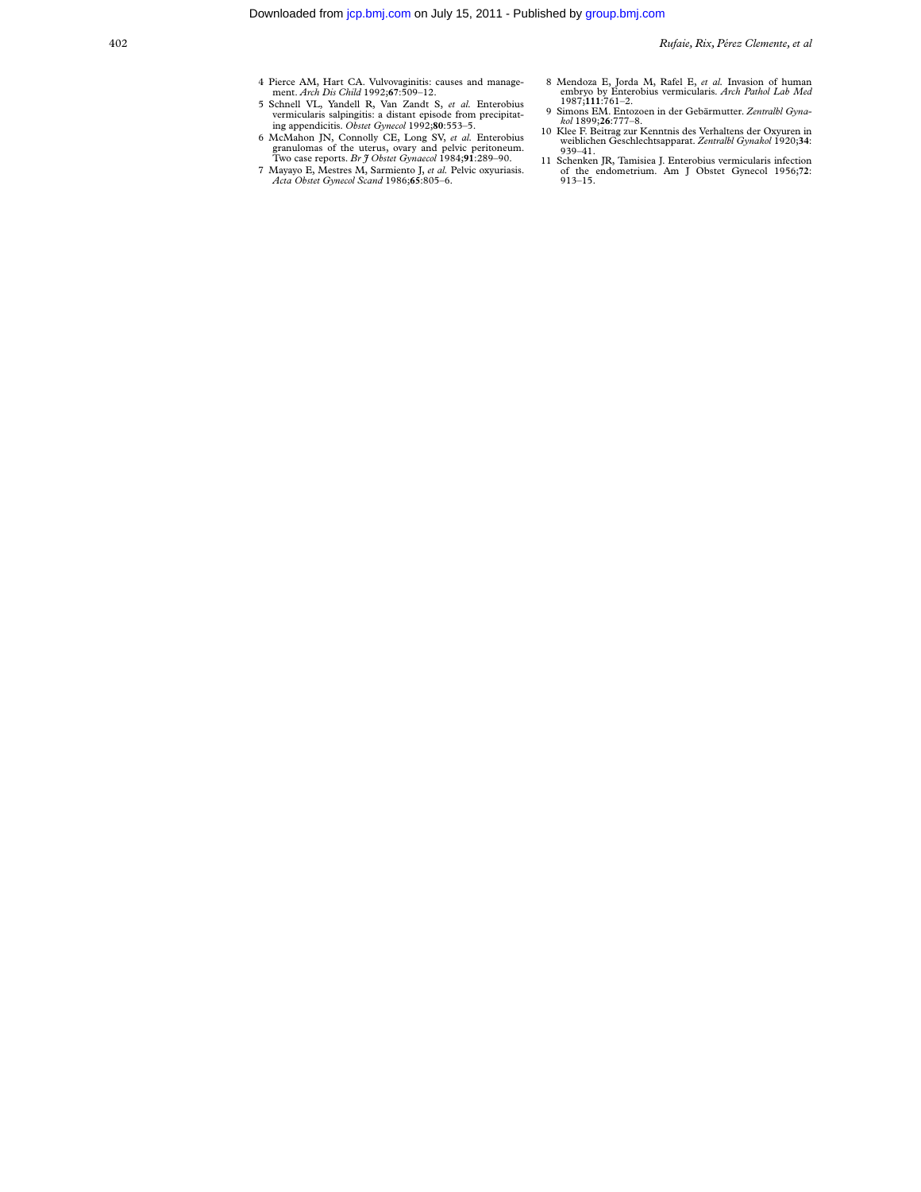4 Pierce AM, Hart CA. Vulvovaginitis: causes and management. *Arch Dis Child* 1992;**67**:509–12.

5 Schnell VL, Yandell R, Van Zandt S, *et al.* Enterobius vermicularis salpingitis: a distant episode from precipitating appendicitis. *Obstet Gynecol* 1992;**80**:553–5.

6 McMahon JN, Connolly CE, Long SV, *et al.* Enterobius granulomas of the uterus, ovary and pelvic peritoneum. Two case reports. *Br J Obstet Gynaecol* 1984;**91**:289–90.

7 Mayayo E, Mestres M, Sarmiento J, *et al.* Pelvic oxyuriasis. *Acta Obstet Gynecol Scand* 1986;**65**:805–6.

8 Mendoza E, Jorda M, Rafel E, *et al.* Invasion of human embryo by Enterobius vermicularis. *Arch Pathol Lab Med* 1987;**111**:761–2.

9 Simons EM. Entozoen in der Gebärmutter. *Zentralbl Gynakol* 1899;**26**:777–8.

10 Klee F. Beitrag zur Kenntnis des Verhaltens der Oxyuren in weiblichen Geschlechtsapparat. *Zentralbl Gynakol* 1920;**34**: 939–41.

11 Schenken JR, Tamisiea J. Enterobius vermicularis infection of the endometrium. Am J Obstet Gynecol 1956;**72**: 913–15.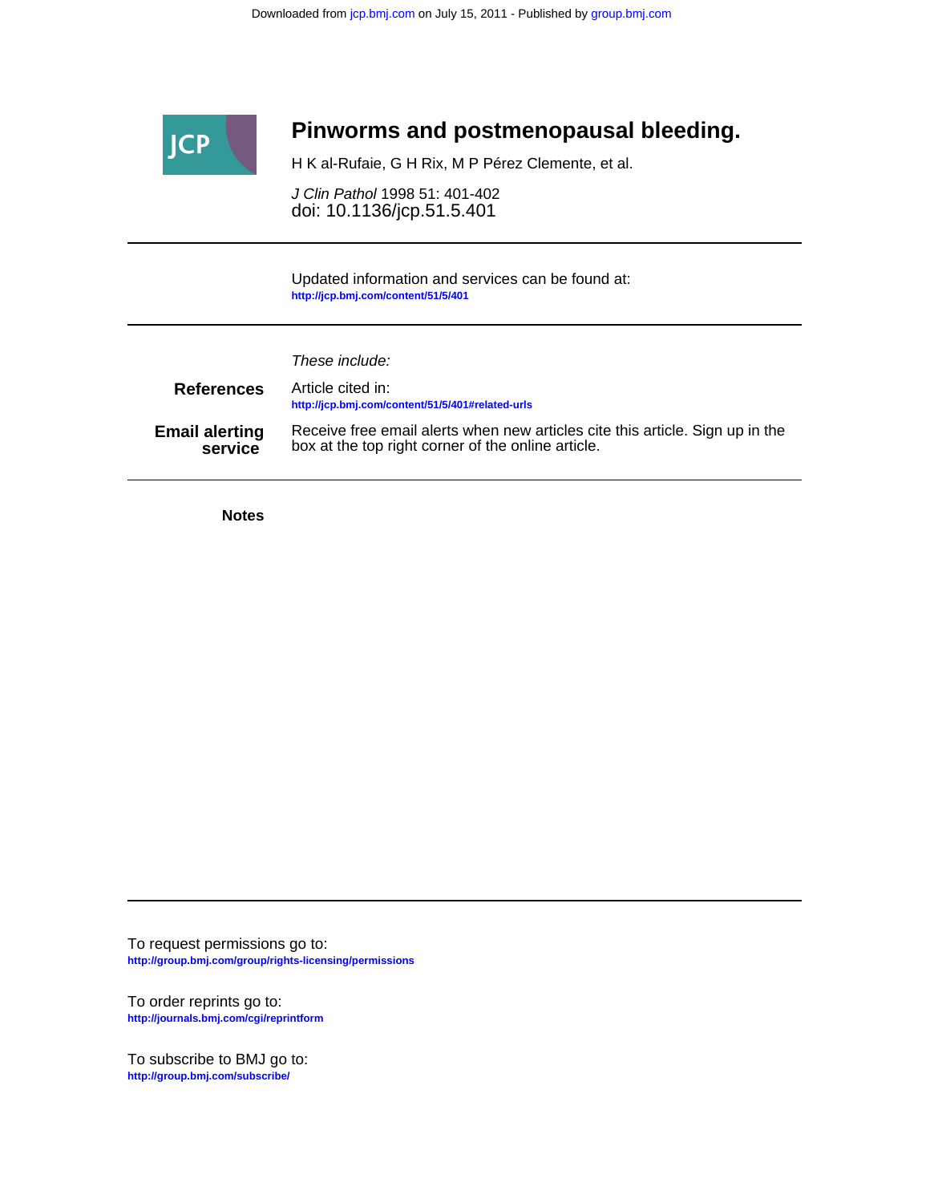# Pinworms and postmenopausal bleeding.

H K al-Rufaie, G H Rix, M P Pérez Clemente, et al.

*J Clin Pathol* 1998 51: 401-402
doi: 10.1136/jcp.51.5.401

Updated information and services can be found at:
http://jcp.bmj.com/content/51/5/401

*These include:*

**References**
Article cited in:
http://jcp.bmj.com/content/51/5/401#related-urls

**Email alerting service**
Receive free email alerts when new articles cite this article. Sign up in the box at the top right corner of the online article.

**Notes**

To request permissions go to:
http://group.bmj.com/group/rights-licensing/permissions

To order reprints go to:
http://journals.bmj.com/cgi/reprintform

To subscribe to BMJ go to:
http://group.bmj.com/subscribe/